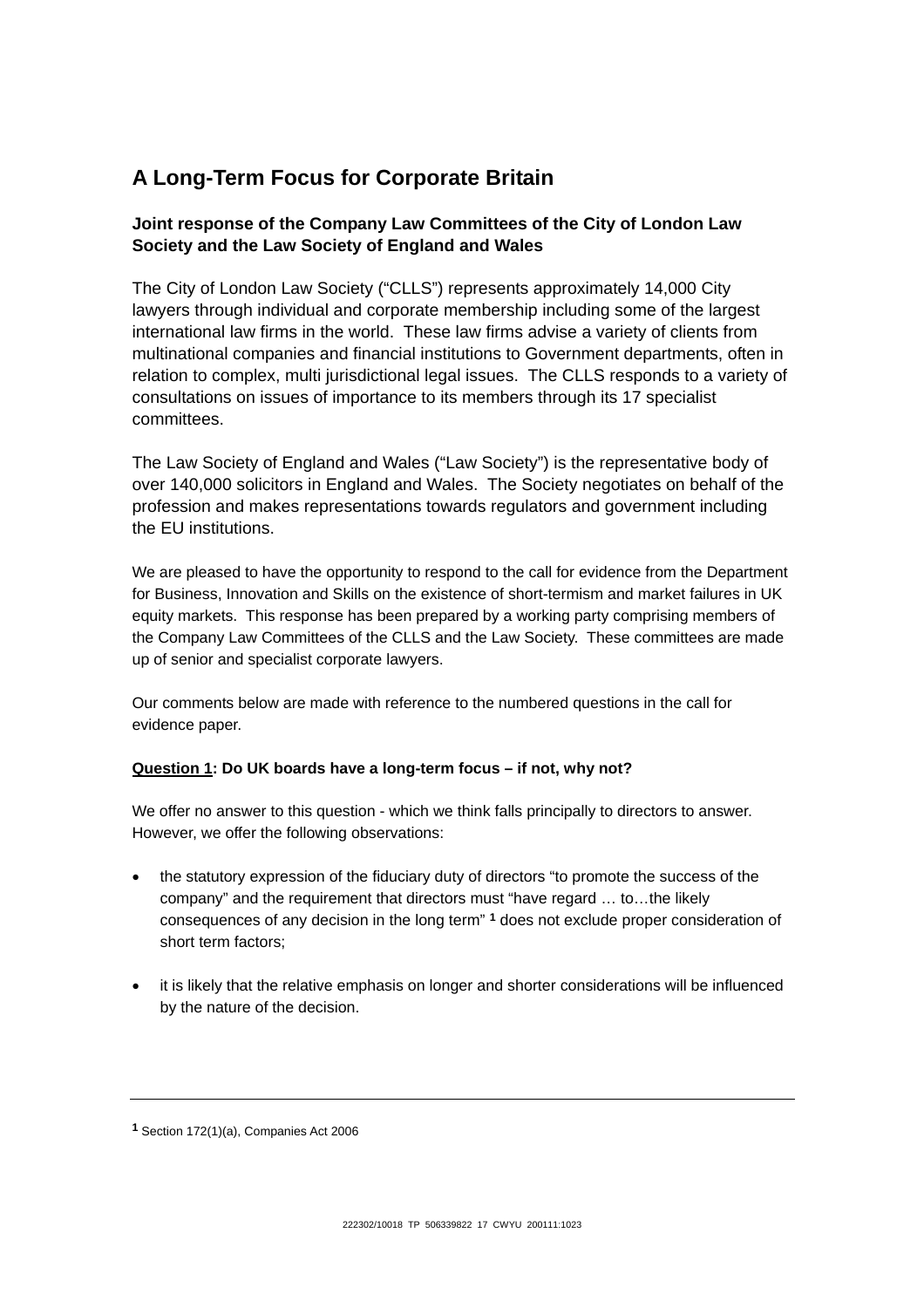# A Long-Term Focus for Corporate Britain

### Joint response of the Company Law Committees of the City of London Law Society and the Law Society of England and Wales

The City of London Law Society ("CLLS") represents approximately 14,000 City lawyers through individual and corporate membership including some of the largest international law firms in the world. These law firms advise a variety of clients from multinational companies and financial institutions to Government departments, often in relation to complex, multi jurisdictional legal issues. The CLLS responds to a variety of consultations on issues of importance to its members through its 17 specialist committees.

The Law Society of England and Wales ("Law Society") is the representative body of over 140,000 solicitors in England and Wales. The Society negotiates on behalf of the profession and makes representations towards regulators and government including the EU institutions.

We are pleased to have the opportunity to respond to the call for evidence from the Department for Business, Innovation and Skills on the existence of short-termism and market failures in UK equity markets. This response has been prepared by a working party comprising members of the Company Law Committees of the CLLS and the Law Society. These committees are made up of senior and specialist corporate lawyers.

Our comments below are made with reference to the numbered questions in the call for evidence paper.

**Question 1: Do UK boards have a long-term focus – if not, why not?**

We offer no answer to this question - which we think falls principally to directors to answer. However, we offer the following observations:

- the statutory expression of the fiduciary duty of directors "to promote the success of the company" and the requirement that directors must "have regard … to…the likely consequences of any decision in the long term" [1] does not exclude proper consideration of short term factors;

- it is likely that the relative emphasis on longer and shorter considerations will be influenced by the nature of the decision.

---

[1] Section 172(1)(a), Companies Act 2006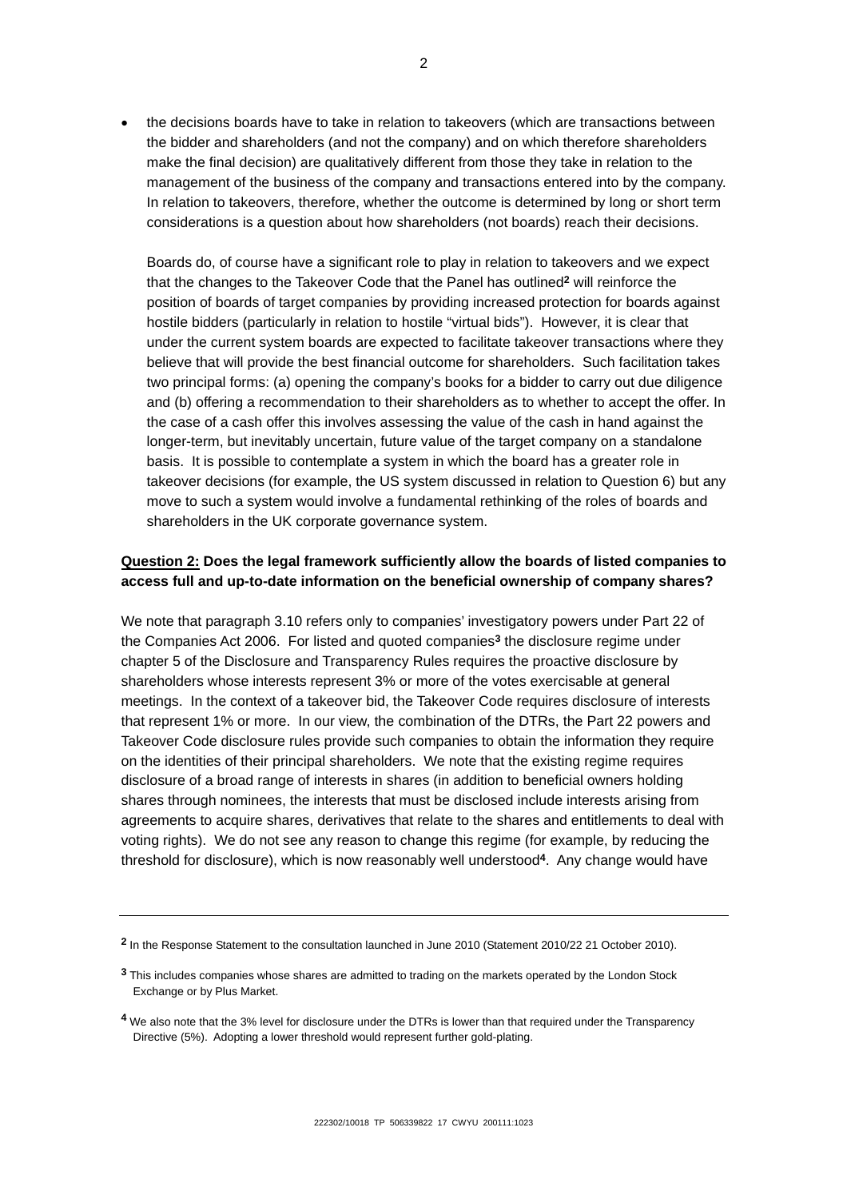- the decisions boards have to take in relation to takeovers (which are transactions between the bidder and shareholders (and not the company) and on which therefore shareholders make the final decision) are qualitatively different from those they take in relation to the management of the business of the company and transactions entered into by the company. In relation to takeovers, therefore, whether the outcome is determined by long or short term considerations is a question about how shareholders (not boards) reach their decisions.

  Boards do, of course have a significant role to play in relation to takeovers and we expect that the changes to the Takeover Code that the Panel has outlined[2] will reinforce the position of boards of target companies by providing increased protection for boards against hostile bidders (particularly in relation to hostile "virtual bids"). However, it is clear that under the current system boards are expected to facilitate takeover transactions where they believe that will provide the best financial outcome for shareholders. Such facilitation takes two principal forms: (a) opening the company's books for a bidder to carry out due diligence and (b) offering a recommendation to their shareholders as to whether to accept the offer. In the case of a cash offer this involves assessing the value of the cash in hand against the longer-term, but inevitably uncertain, future value of the target company on a standalone basis. It is possible to contemplate a system in which the board has a greater role in takeover decisions (for example, the US system discussed in relation to Question 6) but any move to such a system would involve a fundamental rethinking of the roles of boards and shareholders in the UK corporate governance system.

**<u>Question 2:</u> Does the legal framework sufficiently allow the boards of listed companies to access full and up-to-date information on the beneficial ownership of company shares?**

We note that paragraph 3.10 refers only to companies' investigatory powers under Part 22 of the Companies Act 2006. For listed and quoted companies[3] the disclosure regime under chapter 5 of the Disclosure and Transparency Rules requires the proactive disclosure by shareholders whose interests represent 3% or more of the votes exercisable at general meetings. In the context of a takeover bid, the Takeover Code requires disclosure of interests that represent 1% or more. In our view, the combination of the DTRs, the Part 22 powers and Takeover Code disclosure rules provide such companies to obtain the information they require on the identities of their principal shareholders. We note that the existing regime requires disclosure of a broad range of interests in shares (in addition to beneficial owners holding shares through nominees, the interests that must be disclosed include interests arising from agreements to acquire shares, derivatives that relate to the shares and entitlements to deal with voting rights). We do not see any reason to change this regime (for example, by reducing the threshold for disclosure), which is now reasonably well understood[4]. Any change would have

---

[2] In the Response Statement to the consultation launched in June 2010 (Statement 2010/22 21 October 2010).

[3] This includes companies whose shares are admitted to trading on the markets operated by the London Stock Exchange or by Plus Market.

[4] We also note that the 3% level for disclosure under the DTRs is lower than that required under the Transparency Directive (5%). Adopting a lower threshold would represent further gold-plating.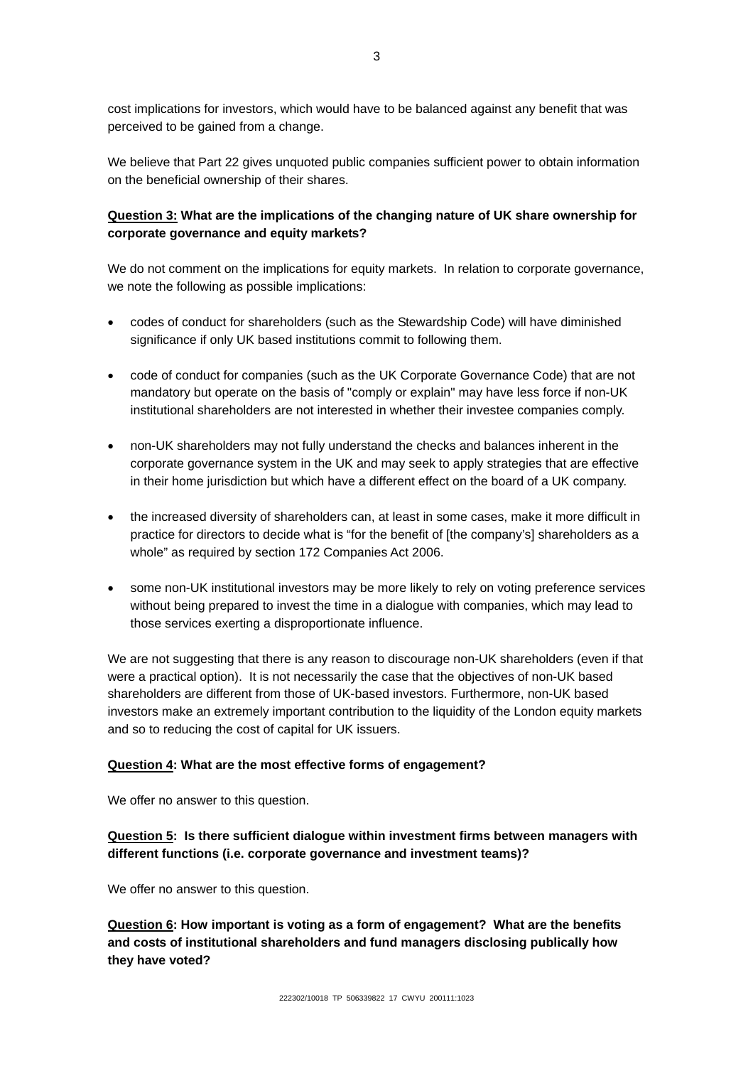cost implications for investors, which would have to be balanced against any benefit that was perceived to be gained from a change.

We believe that Part 22 gives unquoted public companies sufficient power to obtain information on the beneficial ownership of their shares.

**<u>Question 3:</u> What are the implications of the changing nature of UK share ownership for corporate governance and equity markets?**

We do not comment on the implications for equity markets. In relation to corporate governance, we note the following as possible implications:

- codes of conduct for shareholders (such as the Stewardship Code) will have diminished significance if only UK based institutions commit to following them.
- code of conduct for companies (such as the UK Corporate Governance Code) that are not mandatory but operate on the basis of "comply or explain" may have less force if non-UK institutional shareholders are not interested in whether their investee companies comply.
- non-UK shareholders may not fully understand the checks and balances inherent in the corporate governance system in the UK and may seek to apply strategies that are effective in their home jurisdiction but which have a different effect on the board of a UK company.
- the increased diversity of shareholders can, at least in some cases, make it more difficult in practice for directors to decide what is "for the benefit of [the company's] shareholders as a whole" as required by section 172 Companies Act 2006.
- some non-UK institutional investors may be more likely to rely on voting preference services without being prepared to invest the time in a dialogue with companies, which may lead to those services exerting a disproportionate influence.

We are not suggesting that there is any reason to discourage non-UK shareholders (even if that were a practical option). It is not necessarily the case that the objectives of non-UK based shareholders are different from those of UK-based investors. Furthermore, non-UK based investors make an extremely important contribution to the liquidity of the London equity markets and so to reducing the cost of capital for UK issuers.

**<u>Question 4</u>: What are the most effective forms of engagement?**

We offer no answer to this question.

**<u>Question 5</u>: Is there sufficient dialogue within investment firms between managers with different functions (i.e. corporate governance and investment teams)?**

We offer no answer to this question.

**<u>Question 6</u>: How important is voting as a form of engagement? What are the benefits and costs of institutional shareholders and fund managers disclosing publically how they have voted?**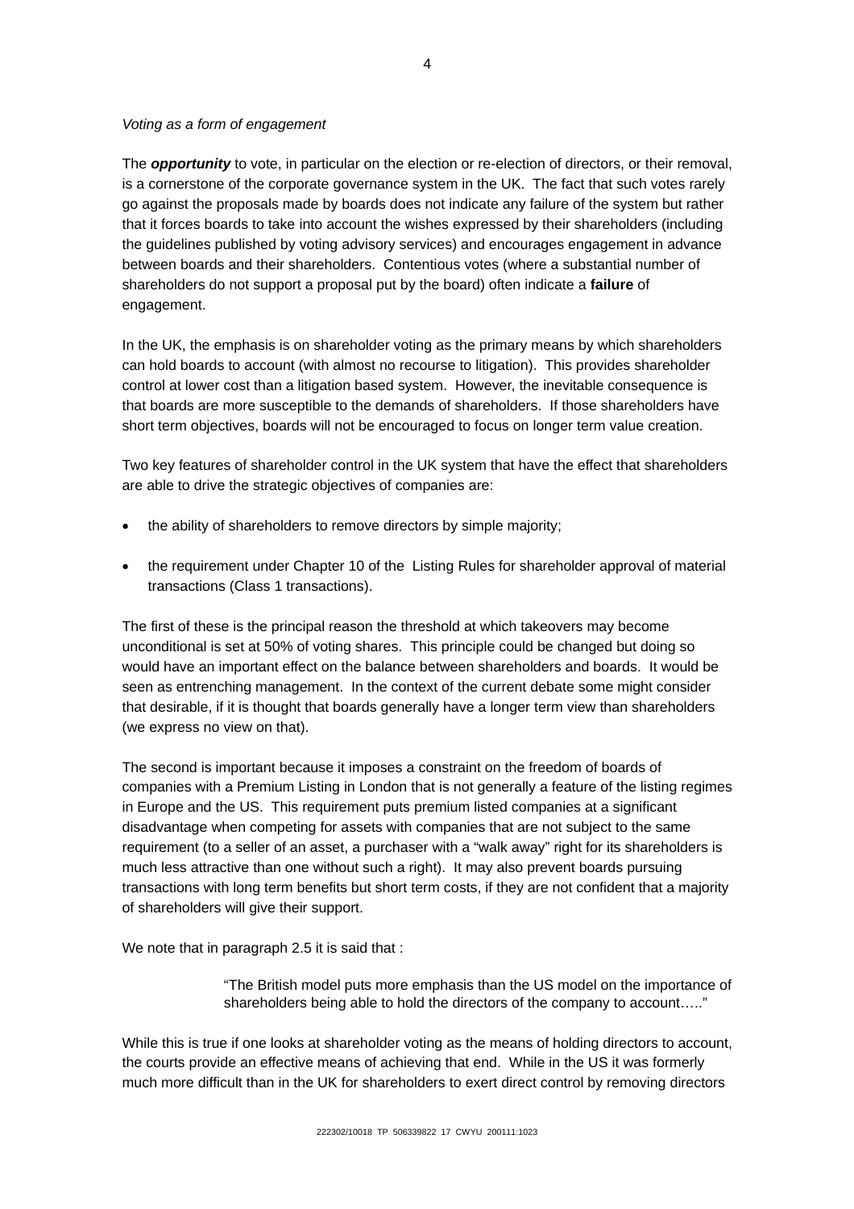*Voting as a form of engagement*

The ***opportunity*** to vote, in particular on the election or re-election of directors, or their removal, is a cornerstone of the corporate governance system in the UK. The fact that such votes rarely go against the proposals made by boards does not indicate any failure of the system but rather that it forces boards to take into account the wishes expressed by their shareholders (including the guidelines published by voting advisory services) and encourages engagement in advance between boards and their shareholders. Contentious votes (where a substantial number of shareholders do not support a proposal put by the board) often indicate a **failure** of engagement.

In the UK, the emphasis is on shareholder voting as the primary means by which shareholders can hold boards to account (with almost no recourse to litigation). This provides shareholder control at lower cost than a litigation based system. However, the inevitable consequence is that boards are more susceptible to the demands of shareholders. If those shareholders have short term objectives, boards will not be encouraged to focus on longer term value creation.

Two key features of shareholder control in the UK system that have the effect that shareholders are able to drive the strategic objectives of companies are:

- the ability of shareholders to remove directors by simple majority;
- the requirement under Chapter 10 of the Listing Rules for shareholder approval of material transactions (Class 1 transactions).

The first of these is the principal reason the threshold at which takeovers may become unconditional is set at 50% of voting shares. This principle could be changed but doing so would have an important effect on the balance between shareholders and boards. It would be seen as entrenching management. In the context of the current debate some might consider that desirable, if it is thought that boards generally have a longer term view than shareholders (we express no view on that).

The second is important because it imposes a constraint on the freedom of boards of companies with a Premium Listing in London that is not generally a feature of the listing regimes in Europe and the US. This requirement puts premium listed companies at a significant disadvantage when competing for assets with companies that are not subject to the same requirement (to a seller of an asset, a purchaser with a "walk away" right for its shareholders is much less attractive than one without such a right). It may also prevent boards pursuing transactions with long term benefits but short term costs, if they are not confident that a majority of shareholders will give their support.

We note that in paragraph 2.5 it is said that :

> "The British model puts more emphasis than the US model on the importance of shareholders being able to hold the directors of the company to account….."

While this is true if one looks at shareholder voting as the means of holding directors to account, the courts provide an effective means of achieving that end. While in the US it was formerly much more difficult than in the UK for shareholders to exert direct control by removing directors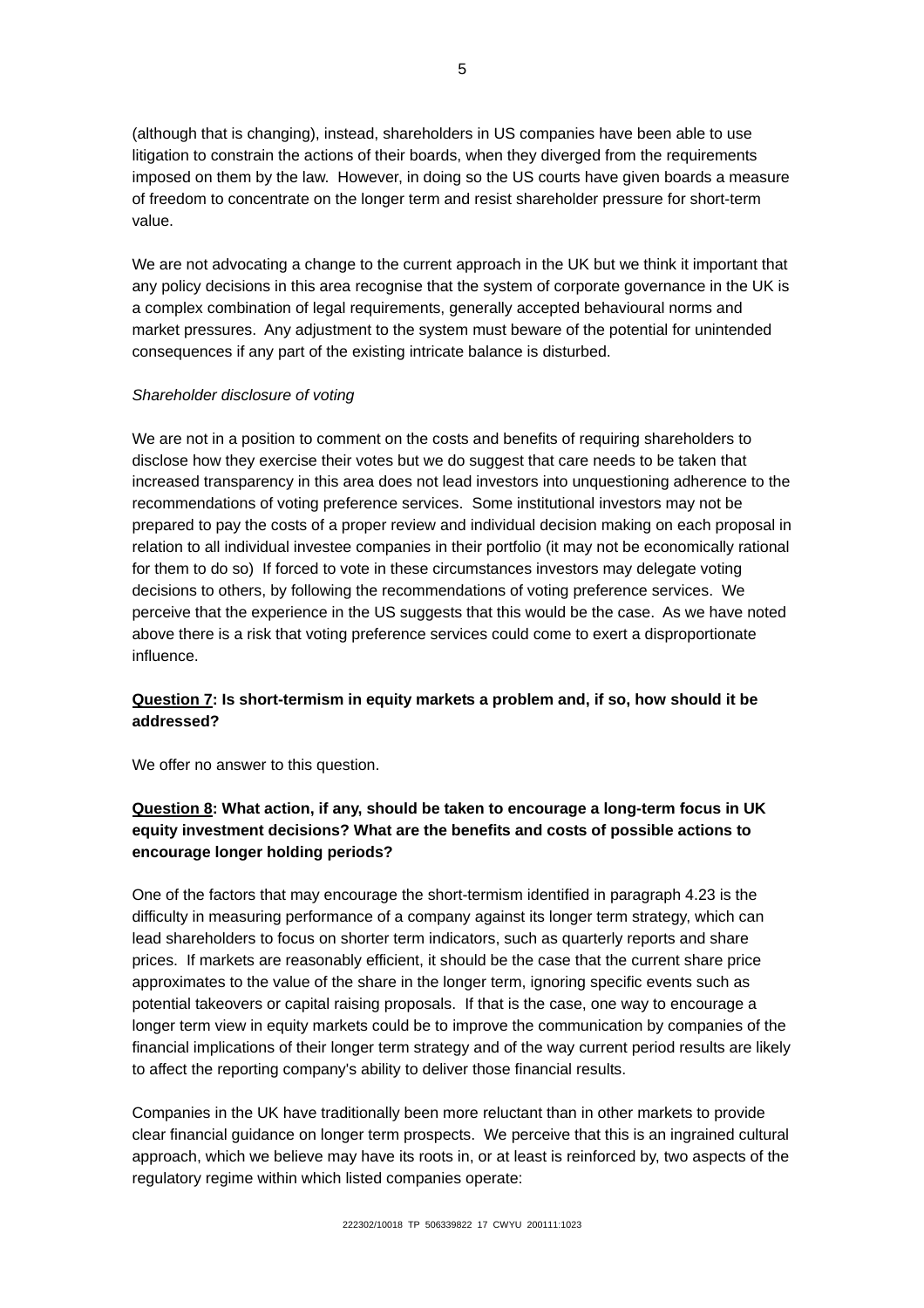(although that is changing), instead, shareholders in US companies have been able to use litigation to constrain the actions of their boards, when they diverged from the requirements imposed on them by the law. However, in doing so the US courts have given boards a measure of freedom to concentrate on the longer term and resist shareholder pressure for short-term value.

We are not advocating a change to the current approach in the UK but we think it important that any policy decisions in this area recognise that the system of corporate governance in the UK is a complex combination of legal requirements, generally accepted behavioural norms and market pressures. Any adjustment to the system must beware of the potential for unintended consequences if any part of the existing intricate balance is disturbed.

*Shareholder disclosure of voting*

We are not in a position to comment on the costs and benefits of requiring shareholders to disclose how they exercise their votes but we do suggest that care needs to be taken that increased transparency in this area does not lead investors into unquestioning adherence to the recommendations of voting preference services. Some institutional investors may not be prepared to pay the costs of a proper review and individual decision making on each proposal in relation to all individual investee companies in their portfolio (it may not be economically rational for them to do so) If forced to vote in these circumstances investors may delegate voting decisions to others, by following the recommendations of voting preference services. We perceive that the experience in the US suggests that this would be the case. As we have noted above there is a risk that voting preference services could come to exert a disproportionate influence.

**Question 7: Is short-termism in equity markets a problem and, if so, how should it be addressed?**

We offer no answer to this question.

**Question 8: What action, if any, should be taken to encourage a long-term focus in UK equity investment decisions? What are the benefits and costs of possible actions to encourage longer holding periods?**

One of the factors that may encourage the short-termism identified in paragraph 4.23 is the difficulty in measuring performance of a company against its longer term strategy, which can lead shareholders to focus on shorter term indicators, such as quarterly reports and share prices. If markets are reasonably efficient, it should be the case that the current share price approximates to the value of the share in the longer term, ignoring specific events such as potential takeovers or capital raising proposals. If that is the case, one way to encourage a longer term view in equity markets could be to improve the communication by companies of the financial implications of their longer term strategy and of the way current period results are likely to affect the reporting company's ability to deliver those financial results.

Companies in the UK have traditionally been more reluctant than in other markets to provide clear financial guidance on longer term prospects. We perceive that this is an ingrained cultural approach, which we believe may have its roots in, or at least is reinforced by, two aspects of the regulatory regime within which listed companies operate: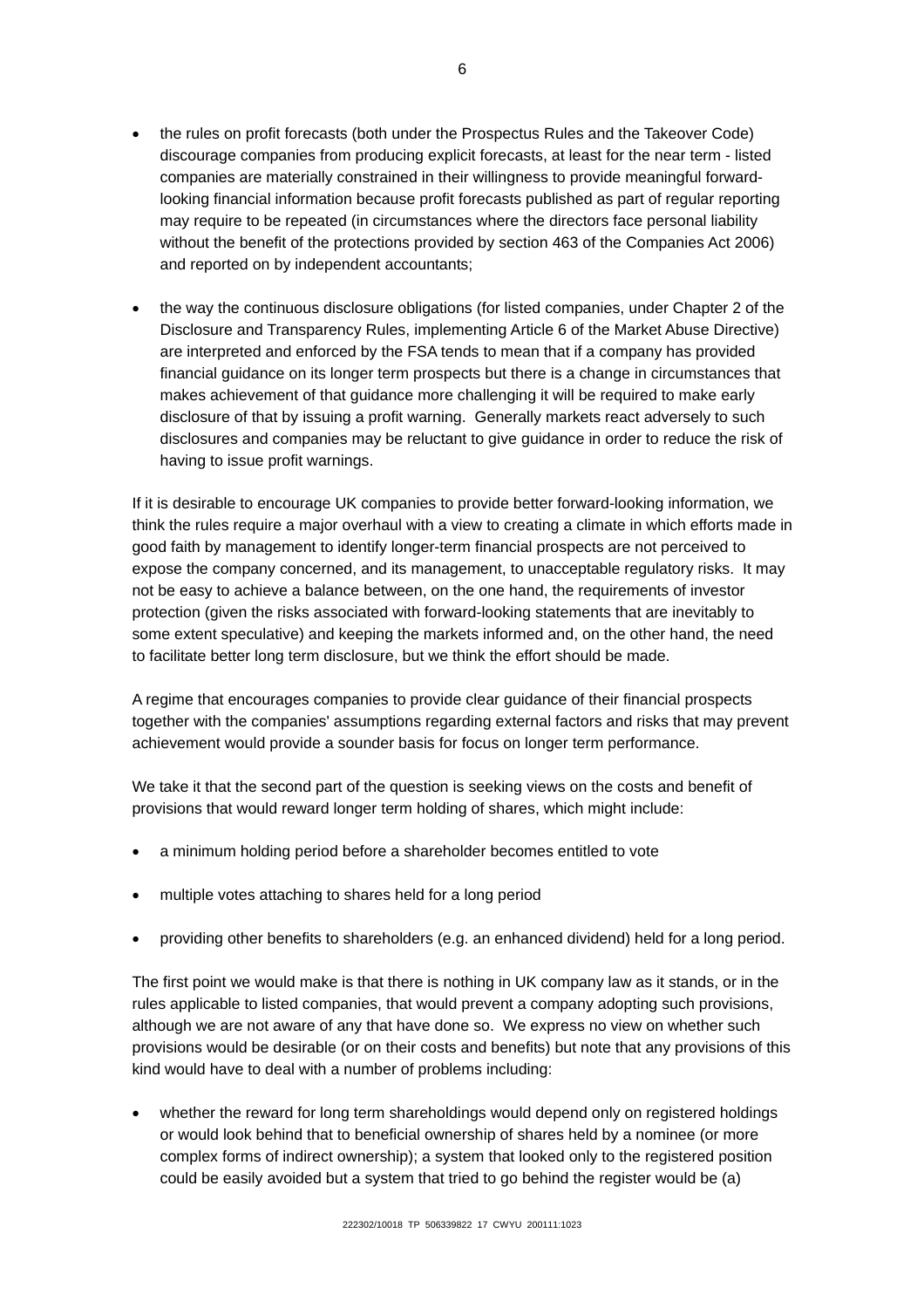- the rules on profit forecasts (both under the Prospectus Rules and the Takeover Code) discourage companies from producing explicit forecasts, at least for the near term - listed companies are materially constrained in their willingness to provide meaningful forward-looking financial information because profit forecasts published as part of regular reporting may require to be repeated (in circumstances where the directors face personal liability without the benefit of the protections provided by section 463 of the Companies Act 2006) and reported on by independent accountants;

- the way the continuous disclosure obligations (for listed companies, under Chapter 2 of the Disclosure and Transparency Rules, implementing Article 6 of the Market Abuse Directive) are interpreted and enforced by the FSA tends to mean that if a company has provided financial guidance on its longer term prospects but there is a change in circumstances that makes achievement of that guidance more challenging it will be required to make early disclosure of that by issuing a profit warning. Generally markets react adversely to such disclosures and companies may be reluctant to give guidance in order to reduce the risk of having to issue profit warnings.

If it is desirable to encourage UK companies to provide better forward-looking information, we think the rules require a major overhaul with a view to creating a climate in which efforts made in good faith by management to identify longer-term financial prospects are not perceived to expose the company concerned, and its management, to unacceptable regulatory risks. It may not be easy to achieve a balance between, on the one hand, the requirements of investor protection (given the risks associated with forward-looking statements that are inevitably to some extent speculative) and keeping the markets informed and, on the other hand, the need to facilitate better long term disclosure, but we think the effort should be made.

A regime that encourages companies to provide clear guidance of their financial prospects together with the companies' assumptions regarding external factors and risks that may prevent achievement would provide a sounder basis for focus on longer term performance.

We take it that the second part of the question is seeking views on the costs and benefit of provisions that would reward longer term holding of shares, which might include:

- a minimum holding period before a shareholder becomes entitled to vote

- multiple votes attaching to shares held for a long period

- providing other benefits to shareholders (e.g. an enhanced dividend) held for a long period.

The first point we would make is that there is nothing in UK company law as it stands, or in the rules applicable to listed companies, that would prevent a company adopting such provisions, although we are not aware of any that have done so. We express no view on whether such provisions would be desirable (or on their costs and benefits) but note that any provisions of this kind would have to deal with a number of problems including:

- whether the reward for long term shareholdings would depend only on registered holdings or would look behind that to beneficial ownership of shares held by a nominee (or more complex forms of indirect ownership); a system that looked only to the registered position could be easily avoided but a system that tried to go behind the register would be (a)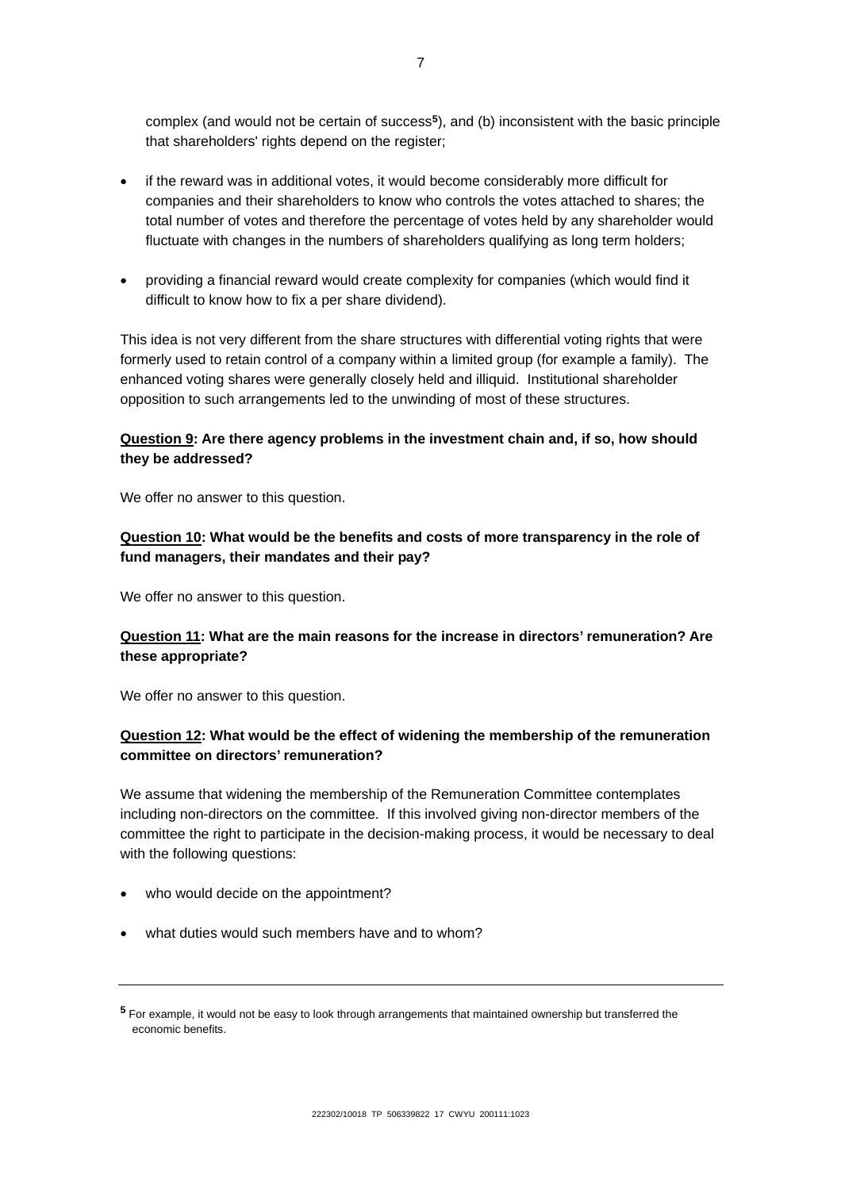complex (and would not be certain of success[5]), and (b) inconsistent with the basic principle that shareholders' rights depend on the register;

- if the reward was in additional votes, it would become considerably more difficult for companies and their shareholders to know who controls the votes attached to shares; the total number of votes and therefore the percentage of votes held by any shareholder would fluctuate with changes in the numbers of shareholders qualifying as long term holders;
- providing a financial reward would create complexity for companies (which would find it difficult to know how to fix a per share dividend).

This idea is not very different from the share structures with differential voting rights that were formerly used to retain control of a company within a limited group (for example a family). The enhanced voting shares were generally closely held and illiquid. Institutional shareholder opposition to such arrangements led to the unwinding of most of these structures.

**Question 9: Are there agency problems in the investment chain and, if so, how should they be addressed?**

We offer no answer to this question.

**Question 10: What would be the benefits and costs of more transparency in the role of fund managers, their mandates and their pay?**

We offer no answer to this question.

**Question 11: What are the main reasons for the increase in directors' remuneration? Are these appropriate?**

We offer no answer to this question.

**Question 12: What would be the effect of widening the membership of the remuneration committee on directors' remuneration?**

We assume that widening the membership of the Remuneration Committee contemplates including non-directors on the committee. If this involved giving non-director members of the committee the right to participate in the decision-making process, it would be necessary to deal with the following questions:

- who would decide on the appointment?
- what duties would such members have and to whom?

---

[5] For example, it would not be easy to look through arrangements that maintained ownership but transferred the economic benefits.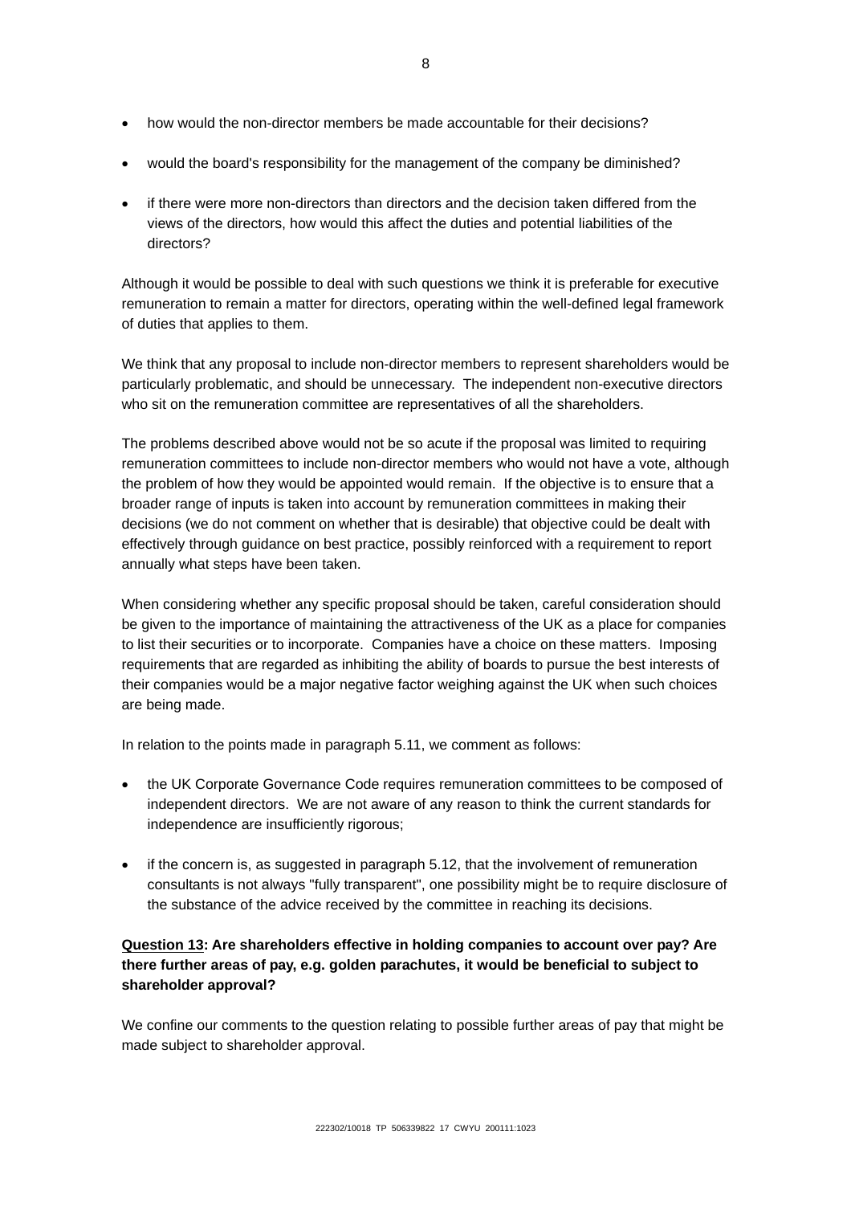- how would the non-director members be made accountable for their decisions?
- would the board's responsibility for the management of the company be diminished?
- if there were more non-directors than directors and the decision taken differed from the views of the directors, how would this affect the duties and potential liabilities of the directors?

Although it would be possible to deal with such questions we think it is preferable for executive remuneration to remain a matter for directors, operating within the well-defined legal framework of duties that applies to them.

We think that any proposal to include non-director members to represent shareholders would be particularly problematic, and should be unnecessary. The independent non-executive directors who sit on the remuneration committee are representatives of all the shareholders.

The problems described above would not be so acute if the proposal was limited to requiring remuneration committees to include non-director members who would not have a vote, although the problem of how they would be appointed would remain. If the objective is to ensure that a broader range of inputs is taken into account by remuneration committees in making their decisions (we do not comment on whether that is desirable) that objective could be dealt with effectively through guidance on best practice, possibly reinforced with a requirement to report annually what steps have been taken.

When considering whether any specific proposal should be taken, careful consideration should be given to the importance of maintaining the attractiveness of the UK as a place for companies to list their securities or to incorporate. Companies have a choice on these matters. Imposing requirements that are regarded as inhibiting the ability of boards to pursue the best interests of their companies would be a major negative factor weighing against the UK when such choices are being made.

In relation to the points made in paragraph 5.11, we comment as follows:

- the UK Corporate Governance Code requires remuneration committees to be composed of independent directors. We are not aware of any reason to think the current standards for independence are insufficiently rigorous;
- if the concern is, as suggested in paragraph 5.12, that the involvement of remuneration consultants is not always "fully transparent", one possibility might be to require disclosure of the substance of the advice received by the committee in reaching its decisions.

**<u>Question 13</u>: Are shareholders effective in holding companies to account over pay? Are there further areas of pay, e.g. golden parachutes, it would be beneficial to subject to shareholder approval?**

We confine our comments to the question relating to possible further areas of pay that might be made subject to shareholder approval.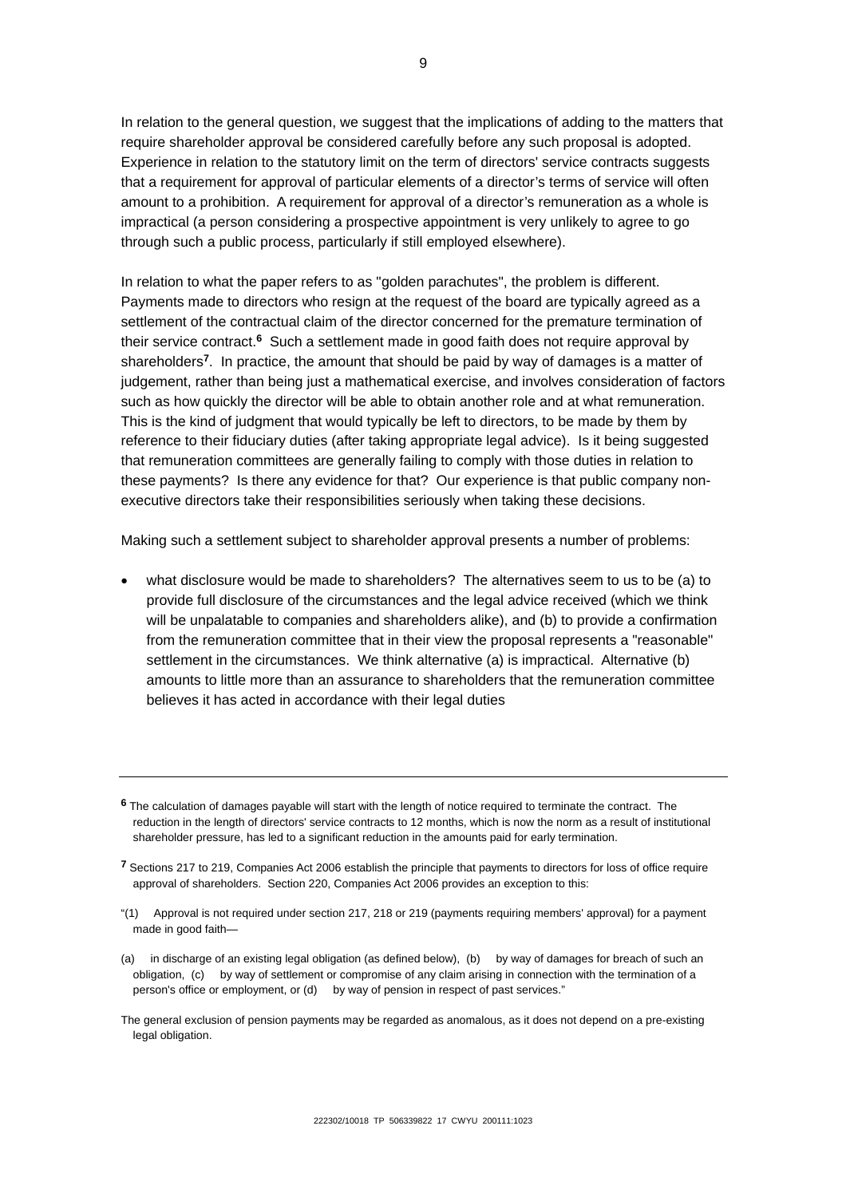In relation to the general question, we suggest that the implications of adding to the matters that require shareholder approval be considered carefully before any such proposal is adopted. Experience in relation to the statutory limit on the term of directors' service contracts suggests that a requirement for approval of particular elements of a director's terms of service will often amount to a prohibition. A requirement for approval of a director's remuneration as a whole is impractical (a person considering a prospective appointment is very unlikely to agree to go through such a public process, particularly if still employed elsewhere).

In relation to what the paper refers to as "golden parachutes", the problem is different. Payments made to directors who resign at the request of the board are typically agreed as a settlement of the contractual claim of the director concerned for the premature termination of their service contract.[6] Such a settlement made in good faith does not require approval by shareholders[7]. In practice, the amount that should be paid by way of damages is a matter of judgement, rather than being just a mathematical exercise, and involves consideration of factors such as how quickly the director will be able to obtain another role and at what remuneration. This is the kind of judgment that would typically be left to directors, to be made by them by reference to their fiduciary duties (after taking appropriate legal advice). Is it being suggested that remuneration committees are generally failing to comply with those duties in relation to these payments? Is there any evidence for that? Our experience is that public company non-executive directors take their responsibilities seriously when taking these decisions.

Making such a settlement subject to shareholder approval presents a number of problems:

- what disclosure would be made to shareholders? The alternatives seem to us to be (a) to provide full disclosure of the circumstances and the legal advice received (which we think will be unpalatable to companies and shareholders alike), and (b) to provide a confirmation from the remuneration committee that in their view the proposal represents a "reasonable" settlement in the circumstances. We think alternative (a) is impractical. Alternative (b) amounts to little more than an assurance to shareholders that the remuneration committee believes it has acted in accordance with their legal duties

---

[6] The calculation of damages payable will start with the length of notice required to terminate the contract. The reduction in the length of directors' service contracts to 12 months, which is now the norm as a result of institutional shareholder pressure, has led to a significant reduction in the amounts paid for early termination.

[7] Sections 217 to 219, Companies Act 2006 establish the principle that payments to directors for loss of office require approval of shareholders. Section 220, Companies Act 2006 provides an exception to this:

"(1) Approval is not required under section 217, 218 or 219 (payments requiring members' approval) for a payment made in good faith—

(a) in discharge of an existing legal obligation (as defined below), (b) by way of damages for breach of such an obligation, (c) by way of settlement or compromise of any claim arising in connection with the termination of a person's office or employment, or (d) by way of pension in respect of past services."

The general exclusion of pension payments may be regarded as anomalous, as it does not depend on a pre-existing legal obligation.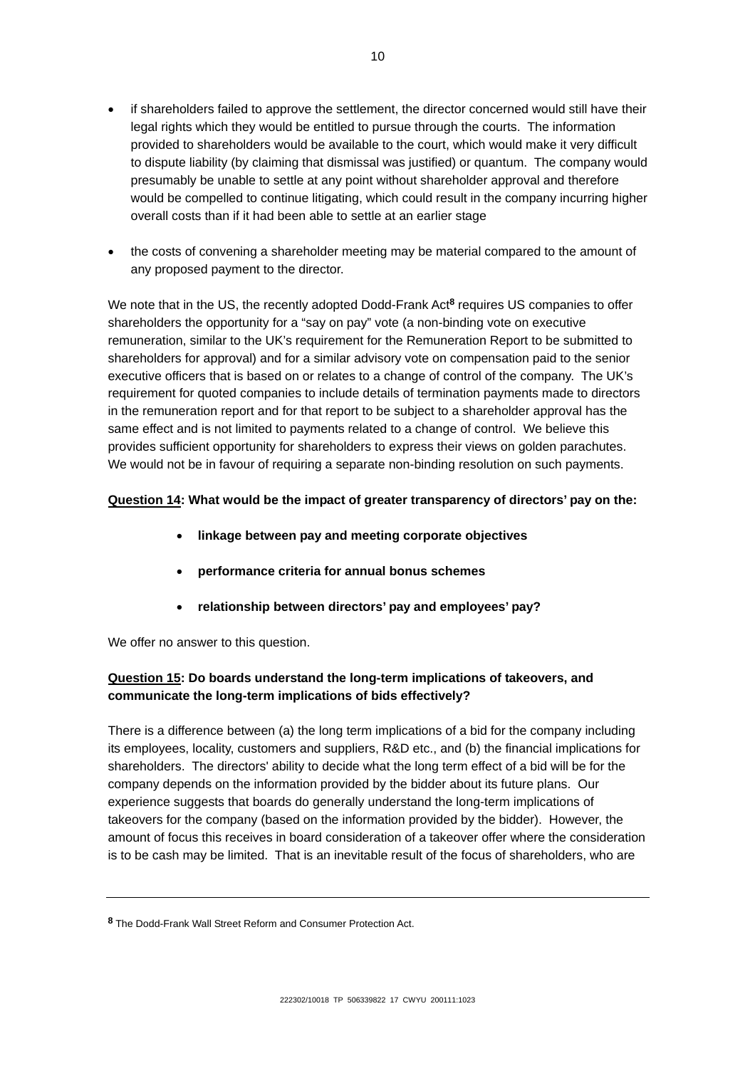- if shareholders failed to approve the settlement, the director concerned would still have their legal rights which they would be entitled to pursue through the courts. The information provided to shareholders would be available to the court, which would make it very difficult to dispute liability (by claiming that dismissal was justified) or quantum. The company would presumably be unable to settle at any point without shareholder approval and therefore would be compelled to continue litigating, which could result in the company incurring higher overall costs than if it had been able to settle at an earlier stage

- the costs of convening a shareholder meeting may be material compared to the amount of any proposed payment to the director.

We note that in the US, the recently adopted Dodd-Frank Act[8] requires US companies to offer shareholders the opportunity for a "say on pay" vote (a non-binding vote on executive remuneration, similar to the UK's requirement for the Remuneration Report to be submitted to shareholders for approval) and for a similar advisory vote on compensation paid to the senior executive officers that is based on or relates to a change of control of the company. The UK's requirement for quoted companies to include details of termination payments made to directors in the remuneration report and for that report to be subject to a shareholder approval has the same effect and is not limited to payments related to a change of control. We believe this provides sufficient opportunity for shareholders to express their views on golden parachutes. We would not be in favour of requiring a separate non-binding resolution on such payments.

**Question 14: What would be the impact of greater transparency of directors' pay on the:**

- **linkage between pay and meeting corporate objectives**
- **performance criteria for annual bonus schemes**
- **relationship between directors' pay and employees' pay?**

We offer no answer to this question.

**Question 15: Do boards understand the long-term implications of takeovers, and communicate the long-term implications of bids effectively?**

There is a difference between (a) the long term implications of a bid for the company including its employees, locality, customers and suppliers, R&D etc., and (b) the financial implications for shareholders. The directors' ability to decide what the long term effect of a bid will be for the company depends on the information provided by the bidder about its future plans. Our experience suggests that boards do generally understand the long-term implications of takeovers for the company (based on the information provided by the bidder). However, the amount of focus this receives in board consideration of a takeover offer where the consideration is to be cash may be limited. That is an inevitable result of the focus of shareholders, who are

---

[8] The Dodd-Frank Wall Street Reform and Consumer Protection Act.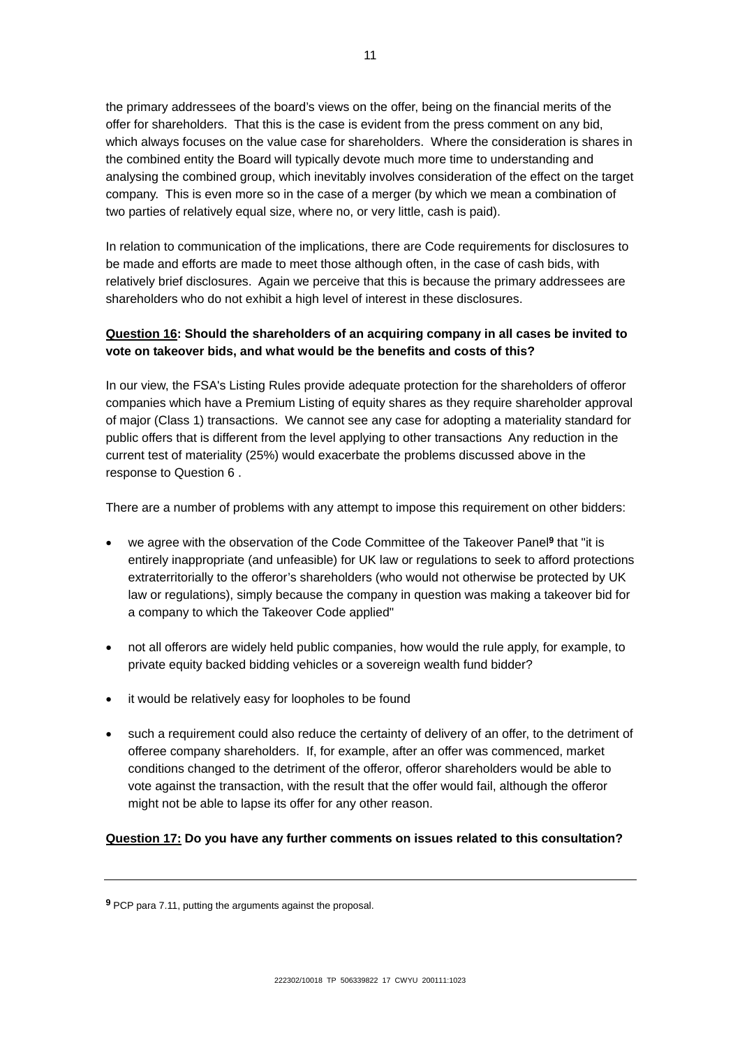the primary addressees of the board's views on the offer, being on the financial merits of the offer for shareholders. That this is the case is evident from the press comment on any bid, which always focuses on the value case for shareholders. Where the consideration is shares in the combined entity the Board will typically devote much more time to understanding and analysing the combined group, which inevitably involves consideration of the effect on the target company. This is even more so in the case of a merger (by which we mean a combination of two parties of relatively equal size, where no, or very little, cash is paid).

In relation to communication of the implications, there are Code requirements for disclosures to be made and efforts are made to meet those although often, in the case of cash bids, with relatively brief disclosures. Again we perceive that this is because the primary addressees are shareholders who do not exhibit a high level of interest in these disclosures.

**<u>Question 16</u>: Should the shareholders of an acquiring company in all cases be invited to vote on takeover bids, and what would be the benefits and costs of this?**

In our view, the FSA's Listing Rules provide adequate protection for the shareholders of offeror companies which have a Premium Listing of equity shares as they require shareholder approval of major (Class 1) transactions. We cannot see any case for adopting a materiality standard for public offers that is different from the level applying to other transactions Any reduction in the current test of materiality (25%) would exacerbate the problems discussed above in the response to Question 6 .

There are a number of problems with any attempt to impose this requirement on other bidders:

- we agree with the observation of the Code Committee of the Takeover Panel[9] that "it is entirely inappropriate (and unfeasible) for UK law or regulations to seek to afford protections extraterritorially to the offeror's shareholders (who would not otherwise be protected by UK law or regulations), simply because the company in question was making a takeover bid for a company to which the Takeover Code applied"

- not all offerors are widely held public companies, how would the rule apply, for example, to private equity backed bidding vehicles or a sovereign wealth fund bidder?

- it would be relatively easy for loopholes to be found

- such a requirement could also reduce the certainty of delivery of an offer, to the detriment of offeree company shareholders. If, for example, after an offer was commenced, market conditions changed to the detriment of the offeror, offeror shareholders would be able to vote against the transaction, with the result that the offer would fail, although the offeror might not be able to lapse its offer for any other reason.

**<u>Question 17:</u> Do you have any further comments on issues related to this consultation?**

---

[9] PCP para 7.11, putting the arguments against the proposal.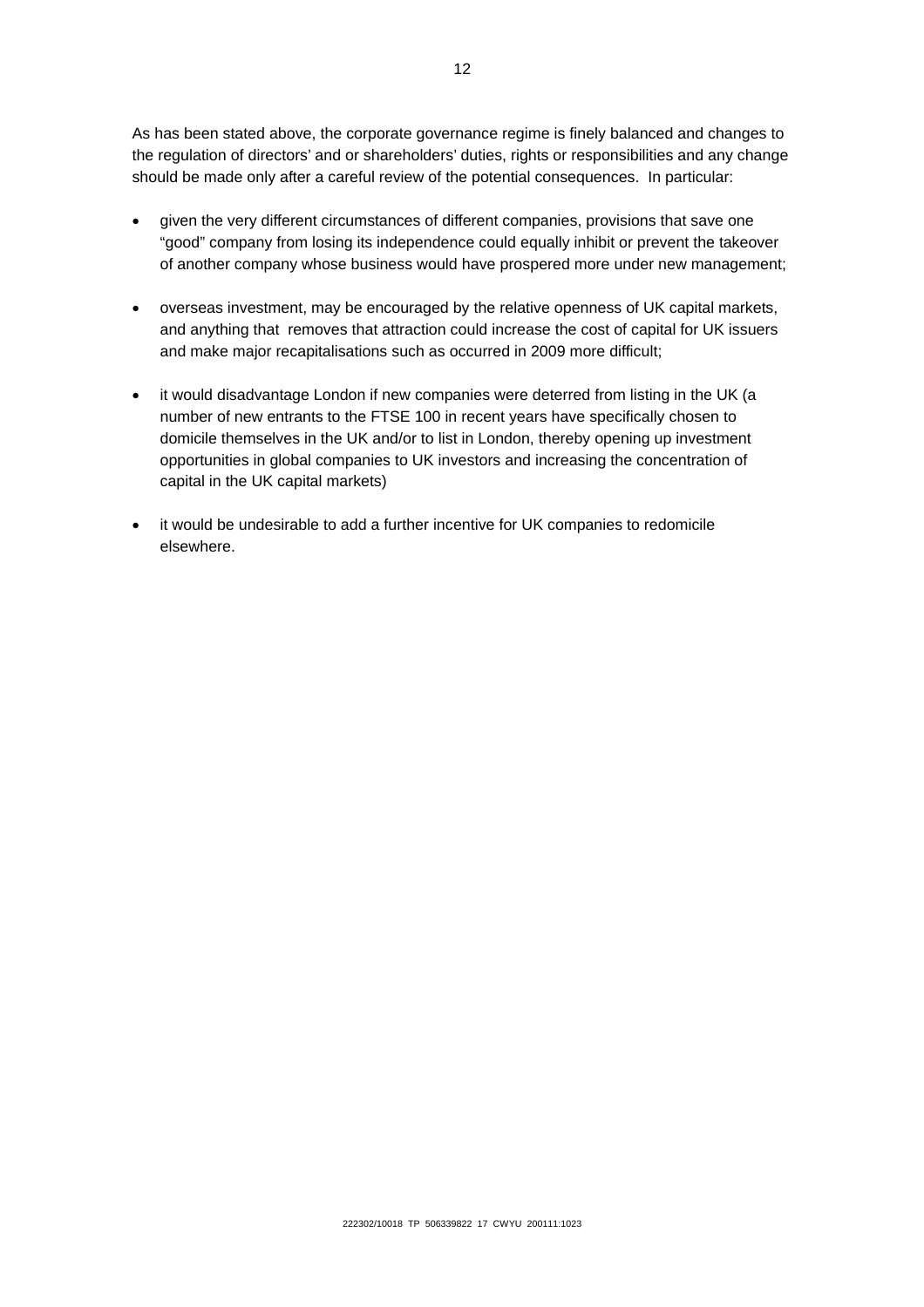As has been stated above, the corporate governance regime is finely balanced and changes to the regulation of directors' and or shareholders' duties, rights or responsibilities and any change should be made only after a careful review of the potential consequences. In particular:

- given the very different circumstances of different companies, provisions that save one "good" company from losing its independence could equally inhibit or prevent the takeover of another company whose business would have prospered more under new management;
- overseas investment, may be encouraged by the relative openness of UK capital markets, and anything that removes that attraction could increase the cost of capital for UK issuers and make major recapitalisations such as occurred in 2009 more difficult;
- it would disadvantage London if new companies were deterred from listing in the UK (a number of new entrants to the FTSE 100 in recent years have specifically chosen to domicile themselves in the UK and/or to list in London, thereby opening up investment opportunities in global companies to UK investors and increasing the concentration of capital in the UK capital markets)
- it would be undesirable to add a further incentive for UK companies to redomicile elsewhere.